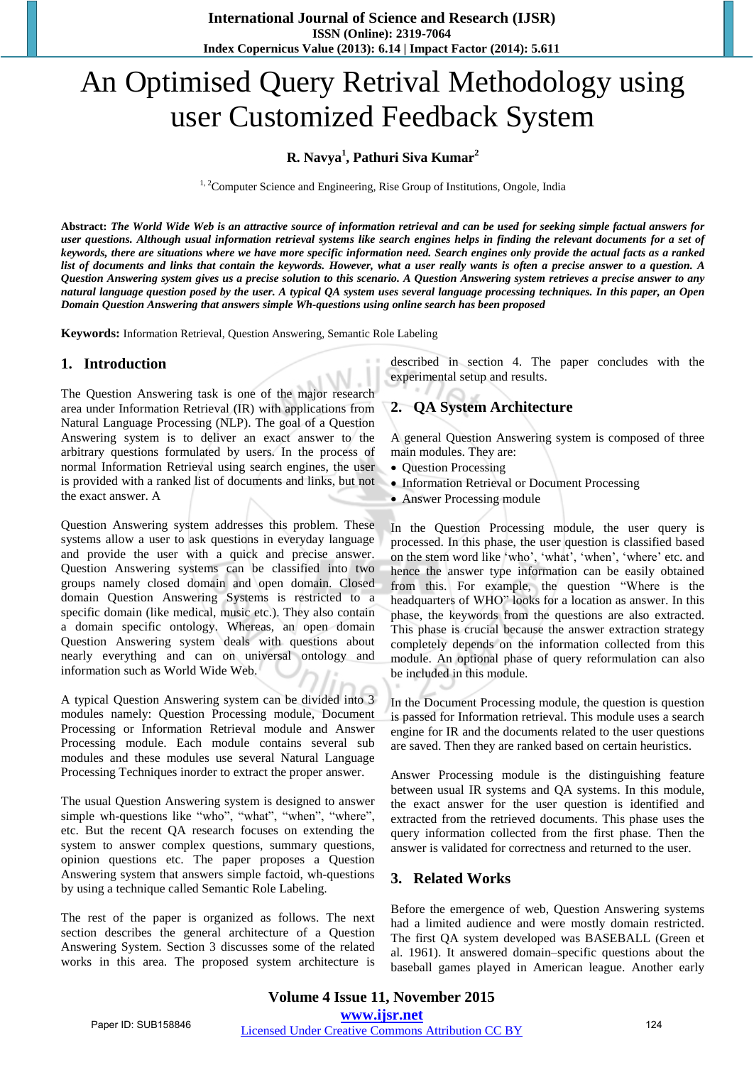# An Optimised Query Retrival Methodology using user Customized Feedback System

**R. Navya[1], Pathuri Siva Kumar[2]**

[1, 2]Computer Science and Engineering, Rise Group of Institutions, Ongole, India

**Abstract:** ***The World Wide Web is an attractive source of information retrieval and can be used for seeking simple factual answers for user questions. Although usual information retrieval systems like search engines helps in finding the relevant documents for a set of keywords, there are situations where we have more specific information need. Search engines only provide the actual facts as a ranked list of documents and links that contain the keywords. However, what a user really wants is often a precise answer to a question. A Question Answering system gives us a precise solution to this scenario. A Question Answering system retrieves a precise answer to any natural language question posed by the user. A typical QA system uses several language processing techniques. In this paper, an Open Domain Question Answering that answers simple Wh-questions using online search has been proposed***

**Keywords:** Information Retrieval, Question Answering, Semantic Role Labeling

## 1. Introduction

The Question Answering task is one of the major research area under Information Retrieval (IR) with applications from Natural Language Processing (NLP). The goal of a Question Answering system is to deliver an exact answer to the arbitrary questions formulated by users. In the process of normal Information Retrieval using search engines, the user is provided with a ranked list of documents and links, but not the exact answer. A

Question Answering system addresses this problem. These systems allow a user to ask questions in everyday language and provide the user with a quick and precise answer. Question Answering systems can be classified into two groups namely closed domain and open domain. Closed domain Question Answering Systems is restricted to a specific domain (like medical, music etc.). They also contain a domain specific ontology. Whereas, an open domain Question Answering system deals with questions about nearly everything and can on universal ontology and information such as World Wide Web.

A typical Question Answering system can be divided into 3 modules namely: Question Processing module, Document Processing or Information Retrieval module and Answer Processing module. Each module contains several sub modules and these modules use several Natural Language Processing Techniques inorder to extract the proper answer.

The usual Question Answering system is designed to answer simple wh-questions like "who", "what", "when", "where", etc. But the recent QA research focuses on extending the system to answer complex questions, summary questions, opinion questions etc. The paper proposes a Question Answering system that answers simple factoid, wh-questions by using a technique called Semantic Role Labeling.

The rest of the paper is organized as follows. The next section describes the general architecture of a Question Answering System. Section 3 discusses some of the related works in this area. The proposed system architecture is described in section 4. The paper concludes with the experimental setup and results.

## 2. QA System Architecture

A general Question Answering system is composed of three main modules. They are:

- Question Processing
- Information Retrieval or Document Processing
- Answer Processing module

In the Question Processing module, the user query is processed. In this phase, the user question is classified based on the stem word like 'who', 'what', 'when', 'where' etc. and hence the answer type information can be easily obtained from this. For example, the question "Where is the headquarters of WHO" looks for a location as answer. In this phase, the keywords from the questions are also extracted. This phase is crucial because the answer extraction strategy completely depends on the information collected from this module. An optional phase of query reformulation can also be included in this module.

In the Document Processing module, the question is question is passed for Information retrieval. This module uses a search engine for IR and the documents related to the user questions are saved. Then they are ranked based on certain heuristics.

Answer Processing module is the distinguishing feature between usual IR systems and QA systems. In this module, the exact answer for the user question is identified and extracted from the retrieved documents. This phase uses the query information collected from the first phase. Then the answer is validated for correctness and returned to the user.

## 3. Related Works

Before the emergence of web, Question Answering systems had a limited audience and were mostly domain restricted. The first QA system developed was BASEBALL (Green et al. 1961). It answered domain–specific questions about the baseball games played in American league. Another early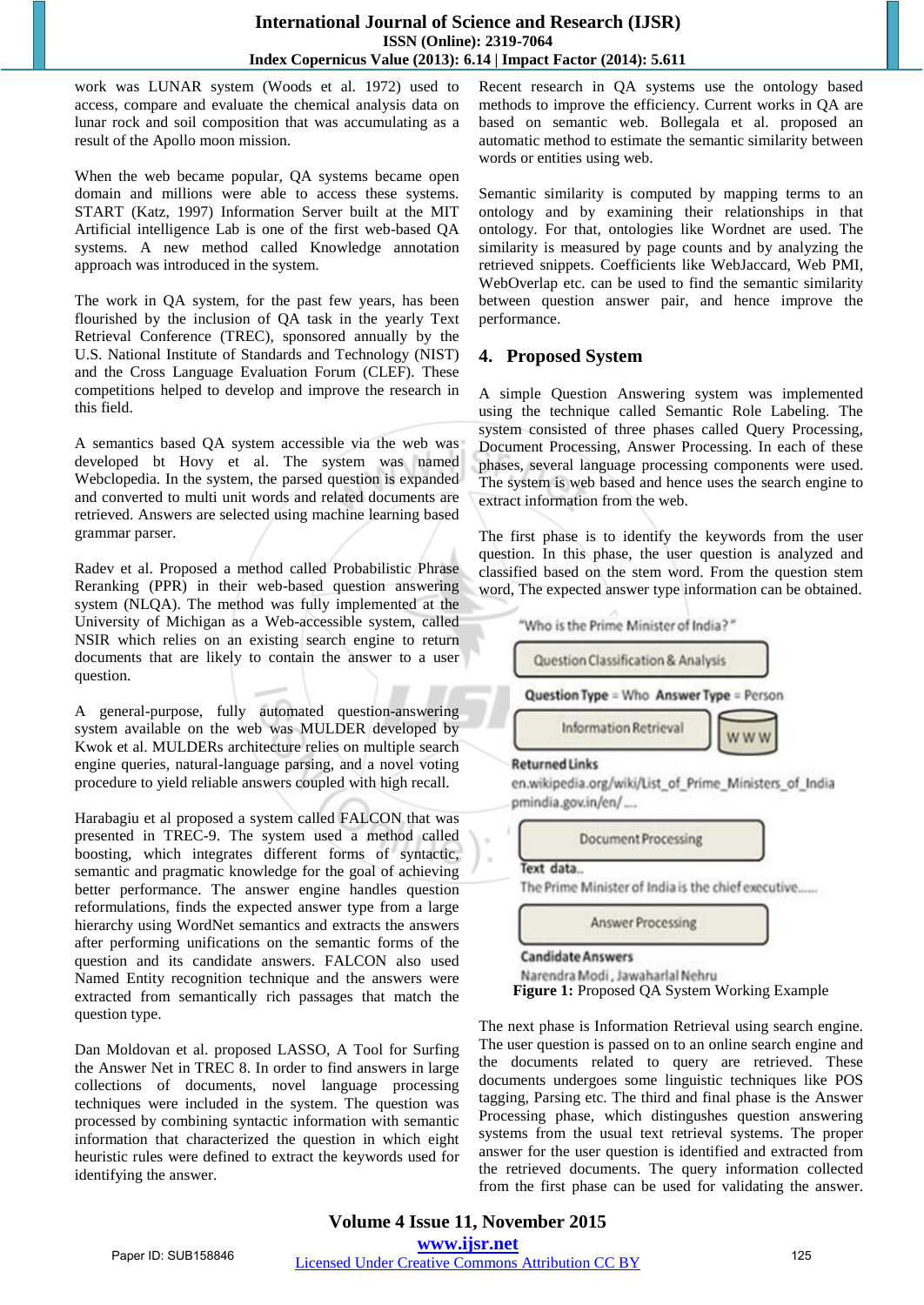work was LUNAR system (Woods et al. 1972) used to access, compare and evaluate the chemical analysis data on lunar rock and soil composition that was accumulating as a result of the Apollo moon mission.

When the web became popular, QA systems became open domain and millions were able to access these systems. START (Katz, 1997) Information Server built at the MIT Artificial intelligence Lab is one of the first web-based QA systems. A new method called Knowledge annotation approach was introduced in the system.

The work in QA system, for the past few years, has been flourished by the inclusion of QA task in the yearly Text Retrieval Conference (TREC), sponsored annually by the U.S. National Institute of Standards and Technology (NIST) and the Cross Language Evaluation Forum (CLEF). These competitions helped to develop and improve the research in this field.

A semantics based QA system accessible via the web was developed bt Hovy et al. The system was named Webclopedia. In the system, the parsed question is expanded and converted to multi unit words and related documents are retrieved. Answers are selected using machine learning based grammar parser.

Radev et al. Proposed a method called Probabilistic Phrase Reranking (PPR) in their web-based question answering system (NLQA). The method was fully implemented at the University of Michigan as a Web-accessible system, called NSIR which relies on an existing search engine to return documents that are likely to contain the answer to a user question.

A general-purpose, fully automated question-answering system available on the web was MULDER developed by Kwok et al. MULDERs architecture relies on multiple search engine queries, natural-language parsing, and a novel voting procedure to yield reliable answers coupled with high recall.

Harabagiu et al proposed a system called FALCON that was presented in TREC-9. The system used a method called boosting, which integrates different forms of syntactic, semantic and pragmatic knowledge for the goal of achieving better performance. The answer engine handles question reformulations, finds the expected answer type from a large hierarchy using WordNet semantics and extracts the answers after performing unifications on the semantic forms of the question and its candidate answers. FALCON also used Named Entity recognition technique and the answers were extracted from semantically rich passages that match the question type.

Dan Moldovan et al. proposed LASSO, A Tool for Surfing the Answer Net in TREC 8. In order to find answers in large collections of documents, novel language processing techniques were included in the system. The question was processed by combining syntactic information with semantic information that characterized the question in which eight heuristic rules were defined to extract the keywords used for identifying the answer.

Recent research in QA systems use the ontology based methods to improve the efficiency. Current works in QA are based on semantic web. Bollegala et al. proposed an automatic method to estimate the semantic similarity between words or entities using web.

Semantic similarity is computed by mapping terms to an ontology and by examining their relationships in that ontology. For that, ontologies like Wordnet are used. The similarity is measured by page counts and by analyzing the retrieved snippets. Coefficients like WebJaccard, Web PMI, WebOverlap etc. can be used to find the semantic similarity between question answer pair, and hence improve the performance.

## 4. Proposed System

A simple Question Answering system was implemented using the technique called Semantic Role Labeling. The system consisted of three phases called Query Processing, Document Processing, Answer Processing. In each of these phases, several language processing components were used. The system is web based and hence uses the search engine to extract information from the web.

The first phase is to identify the keywords from the user question. In this phase, the user question is analyzed and classified based on the stem word. From the question stem word, The expected answer type information can be obtained.

"Who is the Prime Minister of India?"

Question Classification & Analysis

**Question Type** = Who **Answer Type** = Person

Information Retrieval — WWW

**Returned Links**

en.wikipedia.org/wiki/List_of_Prime_Ministers_of_India
pmindia.gov.in/en/....

Document Processing

**Text data..**

The Prime Minister of India is the chief executive......

Answer Processing

**Candidate Answers**

Narendra Modi, Jawaharlal Nehru

**Figure 1:** Proposed QA System Working Example

The next phase is Information Retrieval using search engine. The user question is passed on to an online search engine and the documents related to query are retrieved. These documents undergoes some linguistic techniques like POS tagging, Parsing etc. The third and final phase is the Answer Processing phase, which distingushes question answering systems from the usual text retrieval systems. The proper answer for the user question is identified and extracted from the retrieved documents. The query information collected from the first phase can be used for validating the answer.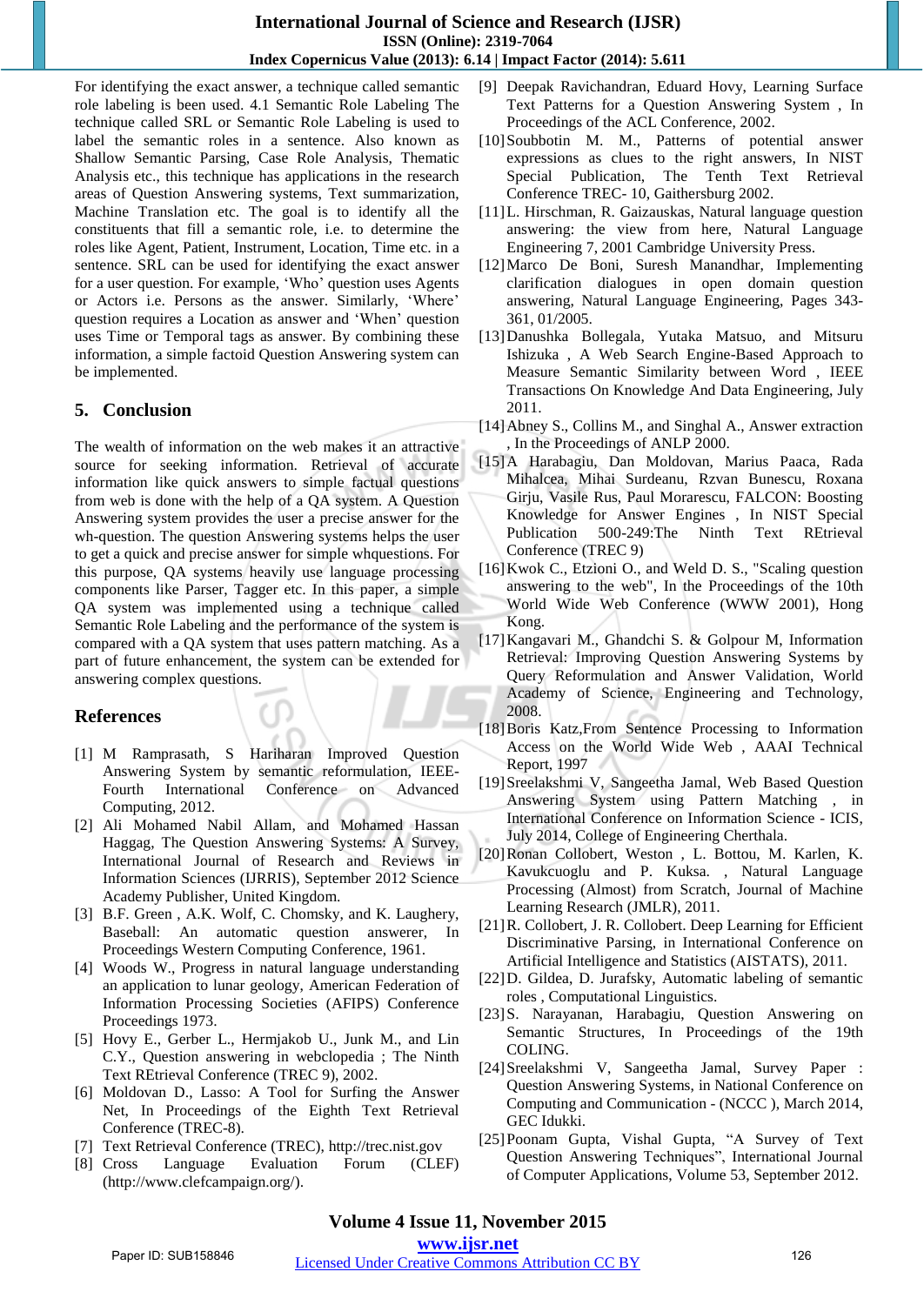For identifying the exact answer, a technique called semantic role labeling is been used. 4.1 Semantic Role Labeling The technique called SRL or Semantic Role Labeling is used to label the semantic roles in a sentence. Also known as Shallow Semantic Parsing, Case Role Analysis, Thematic Analysis etc., this technique has applications in the research areas of Question Answering systems, Text summarization, Machine Translation etc. The goal is to identify all the constituents that fill a semantic role, i.e. to determine the roles like Agent, Patient, Instrument, Location, Time etc. in a sentence. SRL can be used for identifying the exact answer for a user question. For example, 'Who' question uses Agents or Actors i.e. Persons as the answer. Similarly, 'Where' question requires a Location as answer and 'When' question uses Time or Temporal tags as answer. By combining these information, a simple factoid Question Answering system can be implemented.

## 5. Conclusion

The wealth of information on the web makes it an attractive source for seeking information. Retrieval of accurate information like quick answers to simple factual questions from web is done with the help of a QA system. A Question Answering system provides the user a precise answer for the wh-question. The question Answering systems helps the user to get a quick and precise answer for simple whquestions. For this purpose, QA systems heavily use language processing components like Parser, Tagger etc. In this paper, a simple QA system was implemented using a technique called Semantic Role Labeling and the performance of the system is compared with a QA system that uses pattern matching. As a part of future enhancement, the system can be extended for answering complex questions.

## References

[1] M Ramprasath, S Hariharan Improved Question Answering System by semantic reformulation, IEEE-Fourth International Conference on Advanced Computing, 2012.

[2] Ali Mohamed Nabil Allam, and Mohamed Hassan Haggag, The Question Answering Systems: A Survey, International Journal of Research and Reviews in Information Sciences (IJRRIS), September 2012 Science Academy Publisher, United Kingdom.

[3] B.F. Green , A.K. Wolf, C. Chomsky, and K. Laughery, Baseball: An automatic question answerer, In Proceedings Western Computing Conference, 1961.

[4] Woods W., Progress in natural language understanding an application to lunar geology, American Federation of Information Processing Societies (AFIPS) Conference Proceedings 1973.

[5] Hovy E., Gerber L., Hermjakob U., Junk M., and Lin C.Y., Question answering in webclopedia ; The Ninth Text REtrieval Conference (TREC 9), 2002.

[6] Moldovan D., Lasso: A Tool for Surfing the Answer Net, In Proceedings of the Eighth Text Retrieval Conference (TREC-8).

[7] Text Retrieval Conference (TREC), http://trec.nist.gov

[8] Cross Language Evaluation Forum (CLEF) (http://www.clefcampaign.org/).

[9] Deepak Ravichandran, Eduard Hovy, Learning Surface Text Patterns for a Question Answering System , In Proceedings of the ACL Conference, 2002.

[10] Soubbotin M. M., Patterns of potential answer expressions as clues to the right answers, In NIST Special Publication, The Tenth Text Retrieval Conference TREC- 10, Gaithersburg 2002.

[11] L. Hirschman, R. Gaizauskas, Natural language question answering: the view from here, Natural Language Engineering 7, 2001 Cambridge University Press.

[12] Marco De Boni, Suresh Manandhar, Implementing clarification dialogues in open domain question answering, Natural Language Engineering, Pages 343-361, 01/2005.

[13] Danushka Bollegala, Yutaka Matsuo, and Mitsuru Ishizuka , A Web Search Engine-Based Approach to Measure Semantic Similarity between Word , IEEE Transactions On Knowledge And Data Engineering, July 2011.

[14] Abney S., Collins M., and Singhal A., Answer extraction , In the Proceedings of ANLP 2000.

[15] A Harabagiu, Dan Moldovan, Marius Paaca, Rada Mihalcea, Mihai Surdeanu, Rzvan Bunescu, Roxana Girju, Vasile Rus, Paul Morarescu, FALCON: Boosting Knowledge for Answer Engines , In NIST Special Publication 500-249:The Ninth Text REtrieval Conference (TREC 9)

[16] Kwok C., Etzioni O., and Weld D. S., "Scaling question answering to the web", In the Proceedings of the 10th World Wide Web Conference (WWW 2001), Hong Kong.

[17] Kangavari M., Ghandchi S. & Golpour M, Information Retrieval: Improving Question Answering Systems by Query Reformulation and Answer Validation, World Academy of Science, Engineering and Technology, 2008.

[18] Boris Katz,From Sentence Processing to Information Access on the World Wide Web , AAAI Technical Report, 1997

[19] Sreelakshmi V, Sangeetha Jamal, Web Based Question Answering System using Pattern Matching , in International Conference on Information Science - ICIS, July 2014, College of Engineering Cherthala.

[20] Ronan Collobert, Weston , L. Bottou, M. Karlen, K. Kavukcuoglu and P. Kuksa. , Natural Language Processing (Almost) from Scratch, Journal of Machine Learning Research (JMLR), 2011.

[21] R. Collobert, J. R. Collobert. Deep Learning for Efficient Discriminative Parsing, in International Conference on Artificial Intelligence and Statistics (AISTATS), 2011.

[22] D. Gildea, D. Jurafsky, Automatic labeling of semantic roles , Computational Linguistics.

[23] S. Narayanan, Harabagiu, Question Answering on Semantic Structures, In Proceedings of the 19th COLING.

[24] Sreelakshmi V, Sangeetha Jamal, Survey Paper : Question Answering Systems, in National Conference on Computing and Communication - (NCCC ), March 2014, GEC Idukki.

[25] Poonam Gupta, Vishal Gupta, "A Survey of Text Question Answering Techniques", International Journal of Computer Applications, Volume 53, September 2012.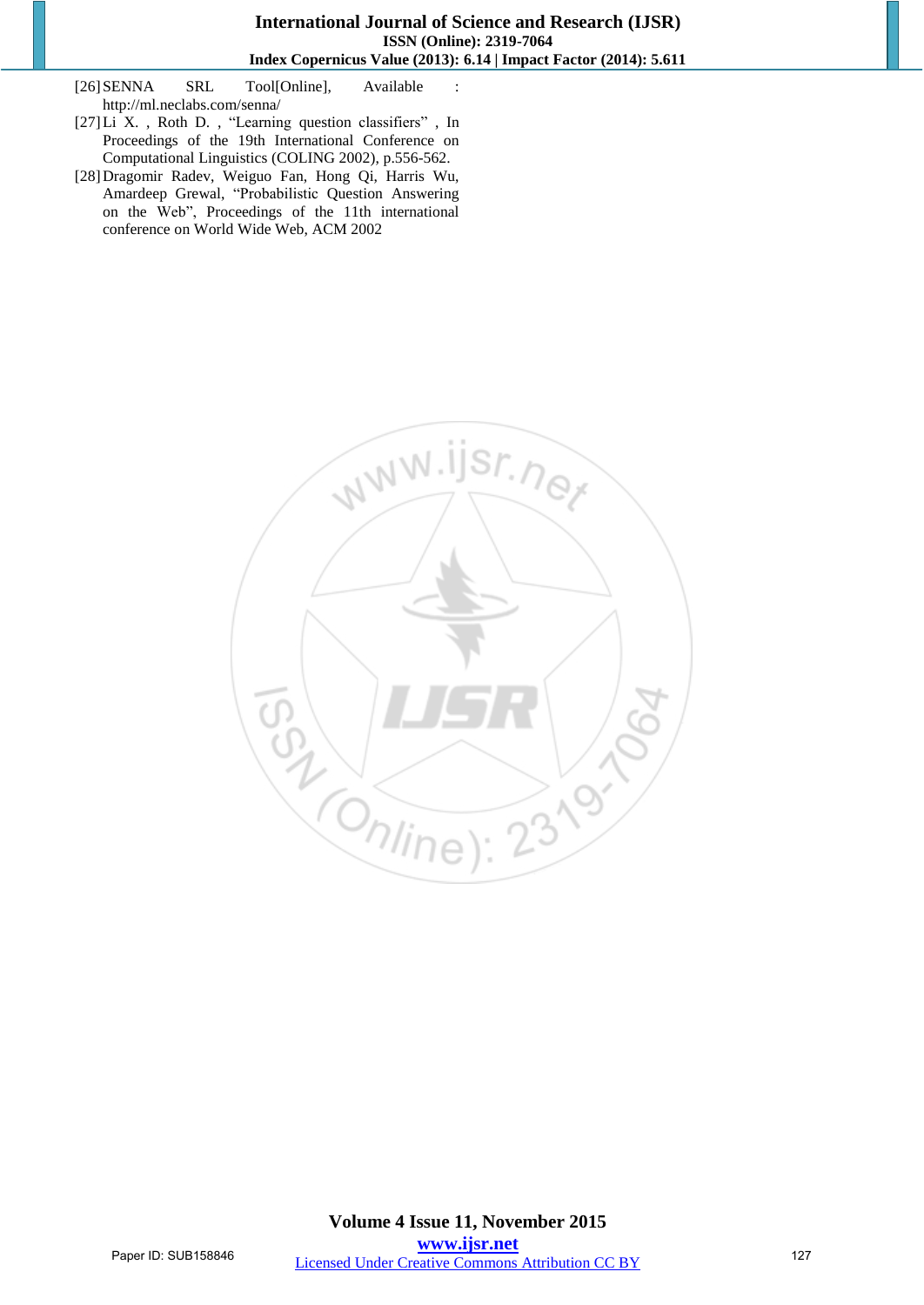[26] SENNA SRL Tool[Online], Available : http://ml.neclabs.com/senna/

[27] Li X. , Roth D. , "Learning question classifiers" , In Proceedings of the 19th International Conference on Computational Linguistics (COLING 2002), p.556-562.

[28] Dragomir Radev, Weiguo Fan, Hong Qi, Harris Wu, Amardeep Grewal, "Probabilistic Question Answering on the Web", Proceedings of the 11th international conference on World Wide Web, ACM 2002